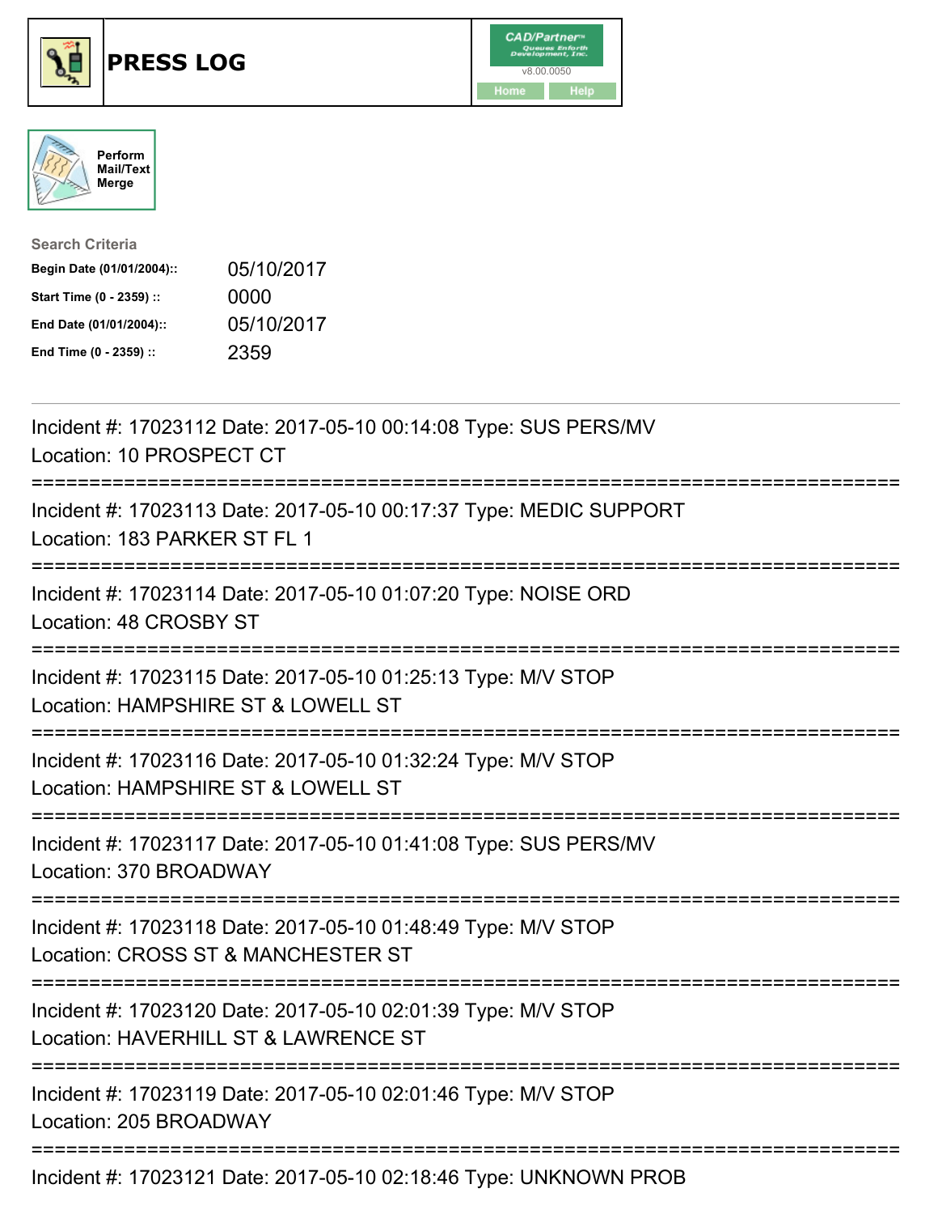# PRESS LOG

Perform Mail/Text Merge

Search Criteria

| | |
|---|---|
| **Begin Date (01/01/2004)::** | 05/10/2017 |
| **Start Time (0 - 2359) ::** | 0000 |
| **End Date (01/01/2004)::** | 05/10/2017 |
| **End Time (0 - 2359) ::** | 2359 |

Incident #: 17023112 Date: 2017-05-10 00:14:08 Type: SUS PERS/MV
Location: 10 PROSPECT CT

===========================================================================

Incident #: 17023113 Date: 2017-05-10 00:17:37 Type: MEDIC SUPPORT
Location: 183 PARKER ST FL 1

===========================================================================

Incident #: 17023114 Date: 2017-05-10 01:07:20 Type: NOISE ORD
Location: 48 CROSBY ST

===========================================================================

Incident #: 17023115 Date: 2017-05-10 01:25:13 Type: M/V STOP
Location: HAMPSHIRE ST & LOWELL ST

===========================================================================

Incident #: 17023116 Date: 2017-05-10 01:32:24 Type: M/V STOP
Location: HAMPSHIRE ST & LOWELL ST

===========================================================================

Incident #: 17023117 Date: 2017-05-10 01:41:08 Type: SUS PERS/MV
Location: 370 BROADWAY

===========================================================================

Incident #: 17023118 Date: 2017-05-10 01:48:49 Type: M/V STOP
Location: CROSS ST & MANCHESTER ST

===========================================================================

Incident #: 17023120 Date: 2017-05-10 02:01:39 Type: M/V STOP
Location: HAVERHILL ST & LAWRENCE ST

===========================================================================

Incident #: 17023119 Date: 2017-05-10 02:01:46 Type: M/V STOP
Location: 205 BROADWAY

===========================================================================

Incident #: 17023121 Date: 2017-05-10 02:18:46 Type: UNKNOWN PROB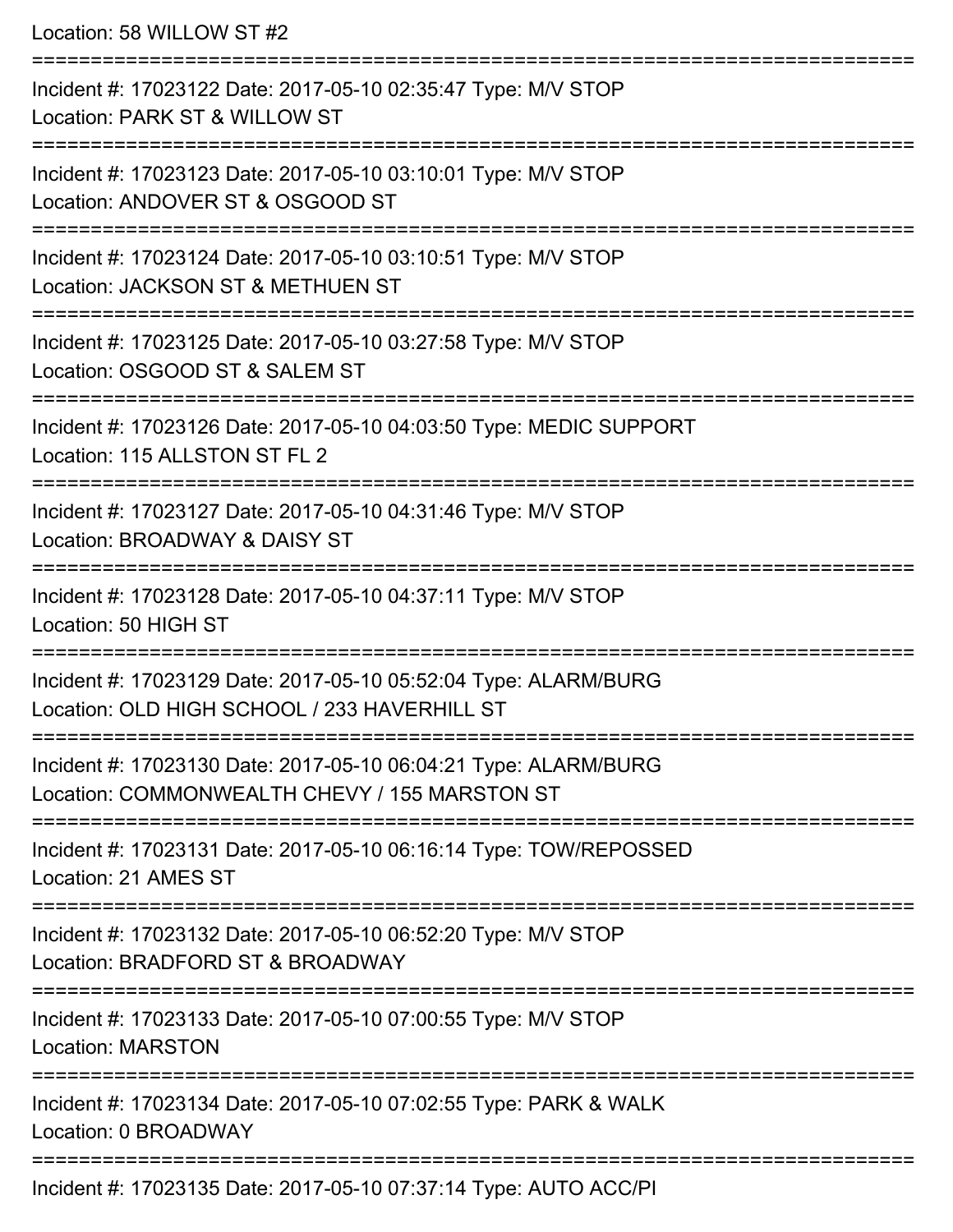Location: 58 WILLOW ST #2

===========================================================================

Incident #: 17023122 Date: 2017-05-10 02:35:47 Type: M/V STOP
Location: PARK ST & WILLOW ST

===========================================================================

Incident #: 17023123 Date: 2017-05-10 03:10:01 Type: M/V STOP
Location: ANDOVER ST & OSGOOD ST

===========================================================================

Incident #: 17023124 Date: 2017-05-10 03:10:51 Type: M/V STOP
Location: JACKSON ST & METHUEN ST

===========================================================================

Incident #: 17023125 Date: 2017-05-10 03:27:58 Type: M/V STOP
Location: OSGOOD ST & SALEM ST

===========================================================================

Incident #: 17023126 Date: 2017-05-10 04:03:50 Type: MEDIC SUPPORT
Location: 115 ALLSTON ST FL 2

===========================================================================

Incident #: 17023127 Date: 2017-05-10 04:31:46 Type: M/V STOP
Location: BROADWAY & DAISY ST

===========================================================================

Incident #: 17023128 Date: 2017-05-10 04:37:11 Type: M/V STOP
Location: 50 HIGH ST

===========================================================================

Incident #: 17023129 Date: 2017-05-10 05:52:04 Type: ALARM/BURG
Location: OLD HIGH SCHOOL / 233 HAVERHILL ST

===========================================================================

Incident #: 17023130 Date: 2017-05-10 06:04:21 Type: ALARM/BURG
Location: COMMONWEALTH CHEVY / 155 MARSTON ST

===========================================================================

Incident #: 17023131 Date: 2017-05-10 06:16:14 Type: TOW/REPOSSED
Location: 21 AMES ST

===========================================================================

Incident #: 17023132 Date: 2017-05-10 06:52:20 Type: M/V STOP
Location: BRADFORD ST & BROADWAY

===========================================================================

Incident #: 17023133 Date: 2017-05-10 07:00:55 Type: M/V STOP
Location: MARSTON

===========================================================================

Incident #: 17023134 Date: 2017-05-10 07:02:55 Type: PARK & WALK
Location: 0 BROADWAY

===========================================================================

Incident #: 17023135 Date: 2017-05-10 07:37:14 Type: AUTO ACC/PI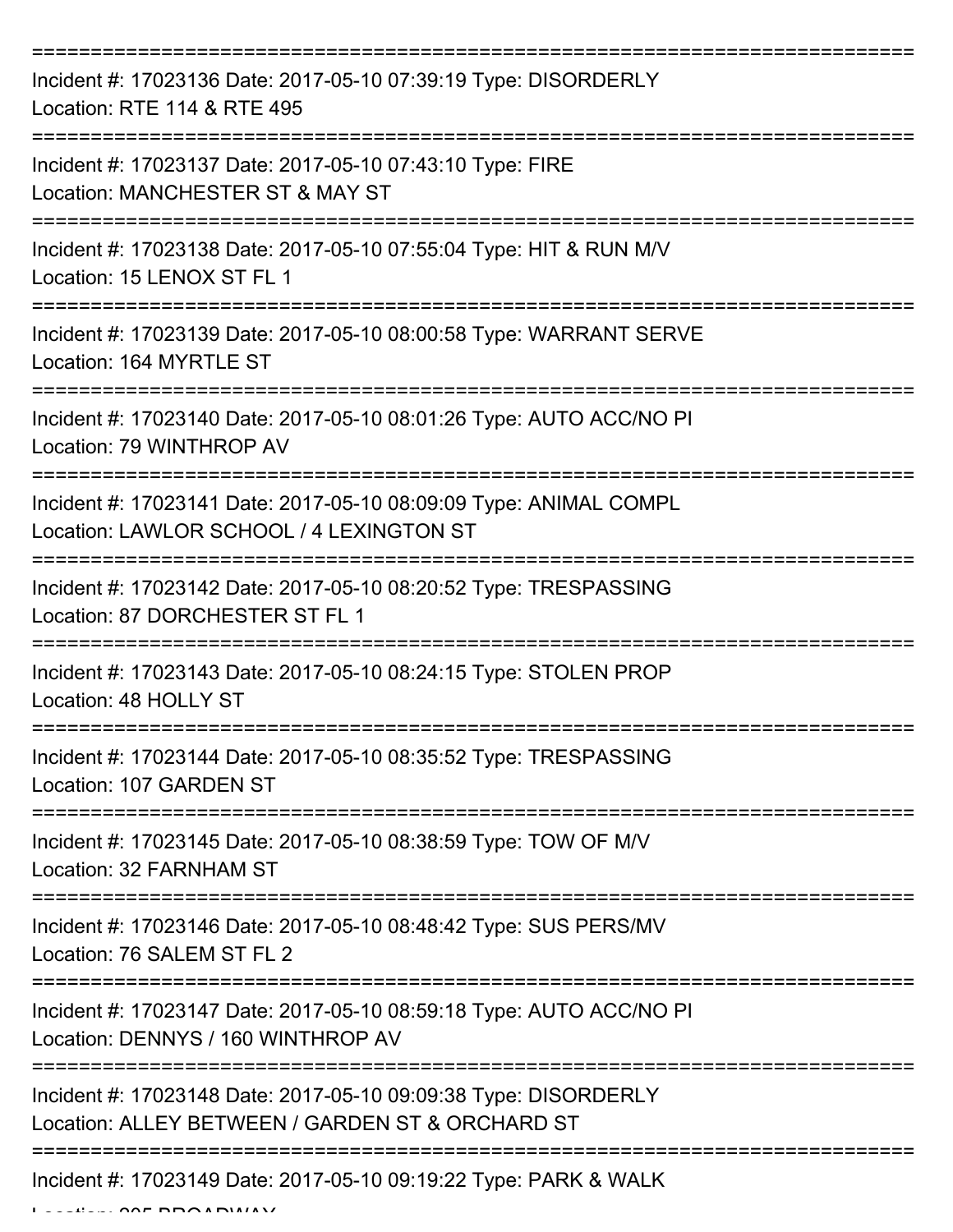===========================================================================

Incident #: 17023136 Date: 2017-05-10 07:39:19 Type: DISORDERLY
Location: RTE 114 & RTE 495

===========================================================================

Incident #: 17023137 Date: 2017-05-10 07:43:10 Type: FIRE
Location: MANCHESTER ST & MAY ST

===========================================================================

Incident #: 17023138 Date: 2017-05-10 07:55:04 Type: HIT & RUN M/V
Location: 15 LENOX ST FL 1

===========================================================================

Incident #: 17023139 Date: 2017-05-10 08:00:58 Type: WARRANT SERVE
Location: 164 MYRTLE ST

===========================================================================

Incident #: 17023140 Date: 2017-05-10 08:01:26 Type: AUTO ACC/NO PI
Location: 79 WINTHROP AV

===========================================================================

Incident #: 17023141 Date: 2017-05-10 08:09:09 Type: ANIMAL COMPL
Location: LAWLOR SCHOOL / 4 LEXINGTON ST

===========================================================================

Incident #: 17023142 Date: 2017-05-10 08:20:52 Type: TRESPASSING
Location: 87 DORCHESTER ST FL 1

===========================================================================

Incident #: 17023143 Date: 2017-05-10 08:24:15 Type: STOLEN PROP
Location: 48 HOLLY ST

===========================================================================

Incident #: 17023144 Date: 2017-05-10 08:35:52 Type: TRESPASSING
Location: 107 GARDEN ST

===========================================================================

Incident #: 17023145 Date: 2017-05-10 08:38:59 Type: TOW OF M/V
Location: 32 FARNHAM ST

===========================================================================

Incident #: 17023146 Date: 2017-05-10 08:48:42 Type: SUS PERS/MV
Location: 76 SALEM ST FL 2

===========================================================================

Incident #: 17023147 Date: 2017-05-10 08:59:18 Type: AUTO ACC/NO PI
Location: DENNYS / 160 WINTHROP AV

===========================================================================

Incident #: 17023148 Date: 2017-05-10 09:09:38 Type: DISORDERLY
Location: ALLEY BETWEEN / GARDEN ST & ORCHARD ST

===========================================================================

Incident #: 17023149 Date: 2017-05-10 09:19:22 Type: PARK & WALK
Location: 205 BROADWAY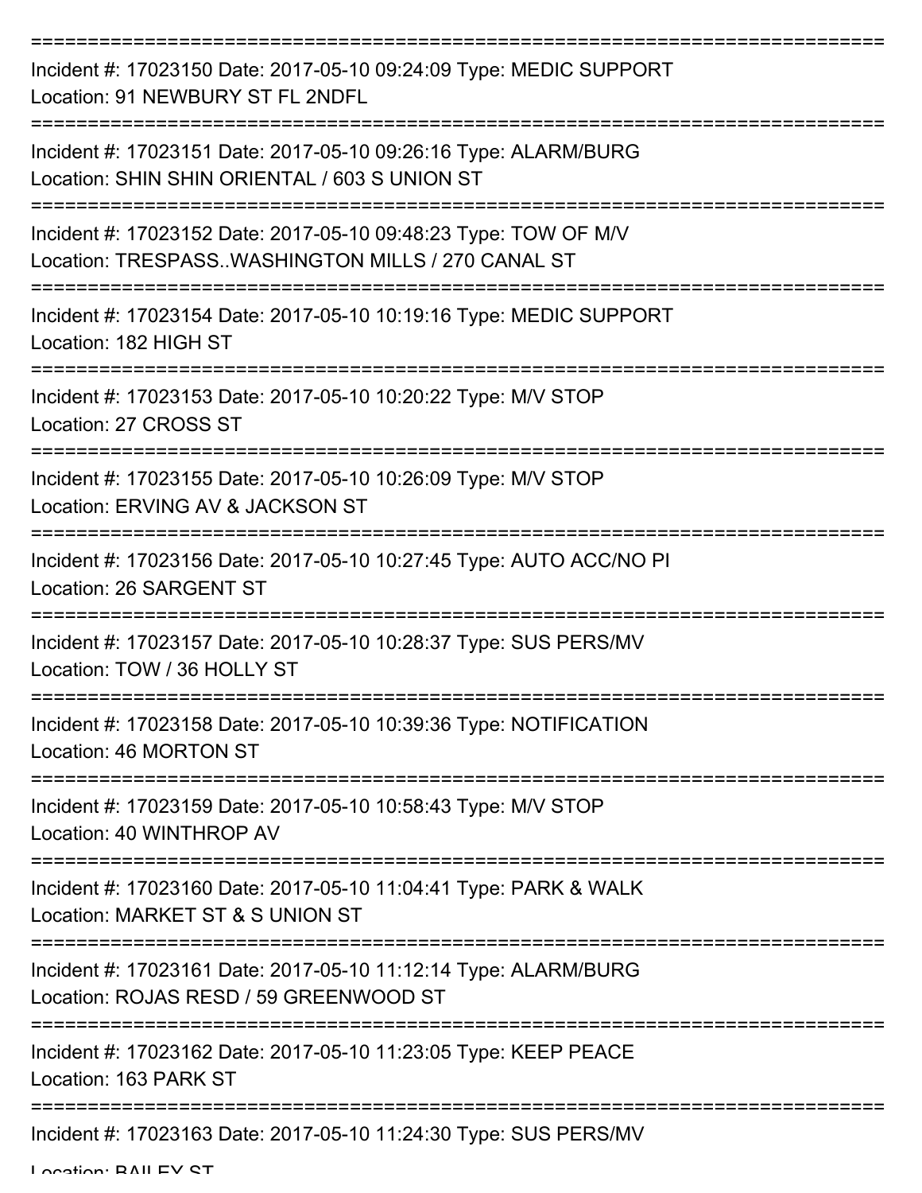===========================================================================

Incident #: 17023150 Date: 2017-05-10 09:24:09 Type: MEDIC SUPPORT

Location: 91 NEWBURY ST FL 2NDFL

===========================================================================

Incident #: 17023151 Date: 2017-05-10 09:26:16 Type: ALARM/BURG

Location: SHIN SHIN ORIENTAL / 603 S UNION ST

===========================================================================

Incident #: 17023152 Date: 2017-05-10 09:48:23 Type: TOW OF M/V

Location: TRESPASS..WASHINGTON MILLS / 270 CANAL ST

===========================================================================

Incident #: 17023154 Date: 2017-05-10 10:19:16 Type: MEDIC SUPPORT

Location: 182 HIGH ST

===========================================================================

Incident #: 17023153 Date: 2017-05-10 10:20:22 Type: M/V STOP

Location: 27 CROSS ST

===========================================================================

Incident #: 17023155 Date: 2017-05-10 10:26:09 Type: M/V STOP

Location: ERVING AV & JACKSON ST

===========================================================================

Incident #: 17023156 Date: 2017-05-10 10:27:45 Type: AUTO ACC/NO PI

Location: 26 SARGENT ST

===========================================================================

Incident #: 17023157 Date: 2017-05-10 10:28:37 Type: SUS PERS/MV

Location: TOW / 36 HOLLY ST

===========================================================================

Incident #: 17023158 Date: 2017-05-10 10:39:36 Type: NOTIFICATION

Location: 46 MORTON ST

===========================================================================

Incident #: 17023159 Date: 2017-05-10 10:58:43 Type: M/V STOP

Location: 40 WINTHROP AV

===========================================================================

Incident #: 17023160 Date: 2017-05-10 11:04:41 Type: PARK & WALK

Location: MARKET ST & S UNION ST

===========================================================================

Incident #: 17023161 Date: 2017-05-10 11:12:14 Type: ALARM/BURG

Location: ROJAS RESD / 59 GREENWOOD ST

===========================================================================

Incident #: 17023162 Date: 2017-05-10 11:23:05 Type: KEEP PEACE

Location: 163 PARK ST

===========================================================================

Incident #: 17023163 Date: 2017-05-10 11:24:30 Type: SUS PERS/MV

Location: BAILEY ST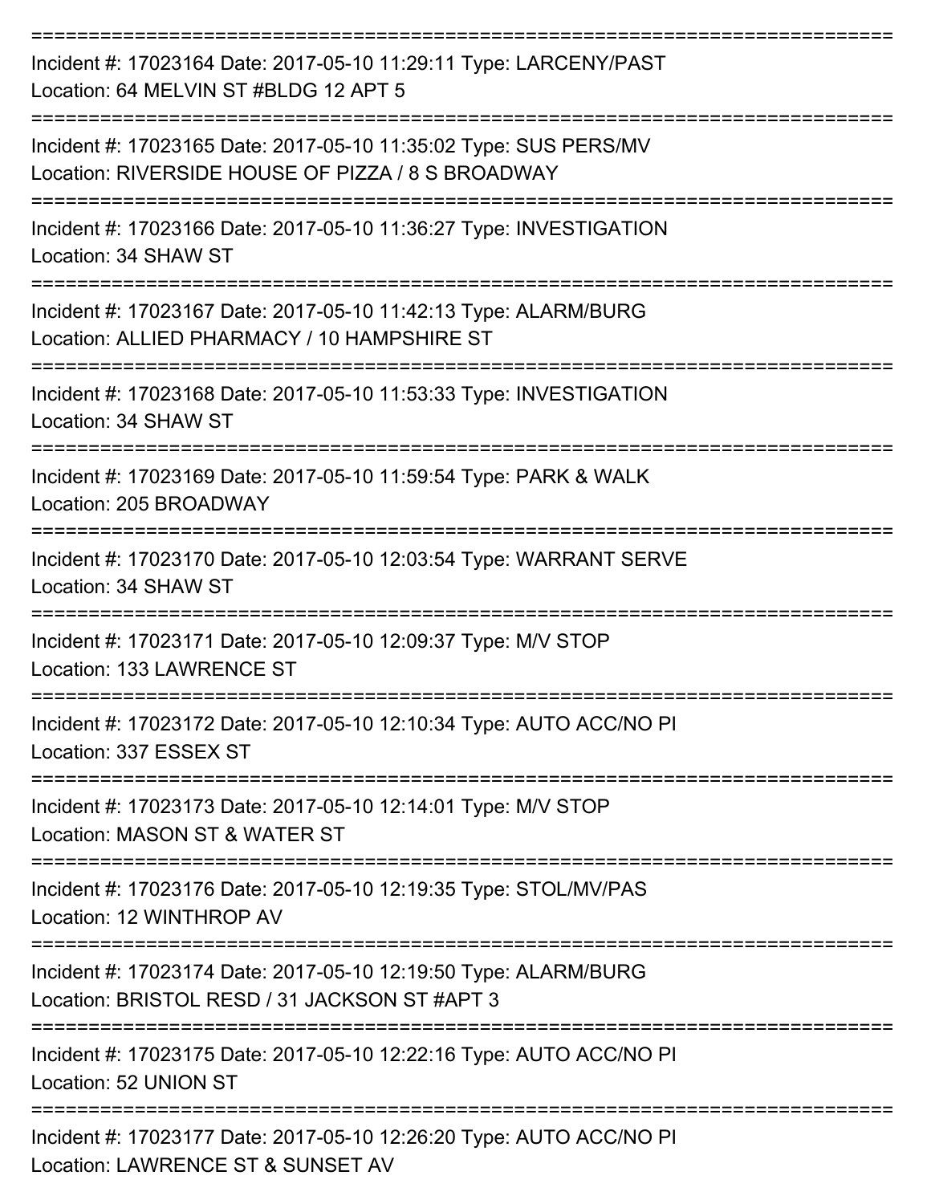===========================================================================

Incident #: 17023164 Date: 2017-05-10 11:29:11 Type: LARCENY/PAST
Location: 64 MELVIN ST #BLDG 12 APT 5

===========================================================================

Incident #: 17023165 Date: 2017-05-10 11:35:02 Type: SUS PERS/MV
Location: RIVERSIDE HOUSE OF PIZZA / 8 S BROADWAY

===========================================================================

Incident #: 17023166 Date: 2017-05-10 11:36:27 Type: INVESTIGATION
Location: 34 SHAW ST

===========================================================================

Incident #: 17023167 Date: 2017-05-10 11:42:13 Type: ALARM/BURG
Location: ALLIED PHARMACY / 10 HAMPSHIRE ST

===========================================================================

Incident #: 17023168 Date: 2017-05-10 11:53:33 Type: INVESTIGATION
Location: 34 SHAW ST

===========================================================================

Incident #: 17023169 Date: 2017-05-10 11:59:54 Type: PARK & WALK
Location: 205 BROADWAY

===========================================================================

Incident #: 17023170 Date: 2017-05-10 12:03:54 Type: WARRANT SERVE
Location: 34 SHAW ST

===========================================================================

Incident #: 17023171 Date: 2017-05-10 12:09:37 Type: M/V STOP
Location: 133 LAWRENCE ST

===========================================================================

Incident #: 17023172 Date: 2017-05-10 12:10:34 Type: AUTO ACC/NO PI
Location: 337 ESSEX ST

===========================================================================

Incident #: 17023173 Date: 2017-05-10 12:14:01 Type: M/V STOP
Location: MASON ST & WATER ST

===========================================================================

Incident #: 17023176 Date: 2017-05-10 12:19:35 Type: STOL/MV/PAS
Location: 12 WINTHROP AV

===========================================================================

Incident #: 17023174 Date: 2017-05-10 12:19:50 Type: ALARM/BURG
Location: BRISTOL RESD / 31 JACKSON ST #APT 3

===========================================================================

Incident #: 17023175 Date: 2017-05-10 12:22:16 Type: AUTO ACC/NO PI
Location: 52 UNION ST

===========================================================================

Incident #: 17023177 Date: 2017-05-10 12:26:20 Type: AUTO ACC/NO PI
Location: LAWRENCE ST & SUNSET AV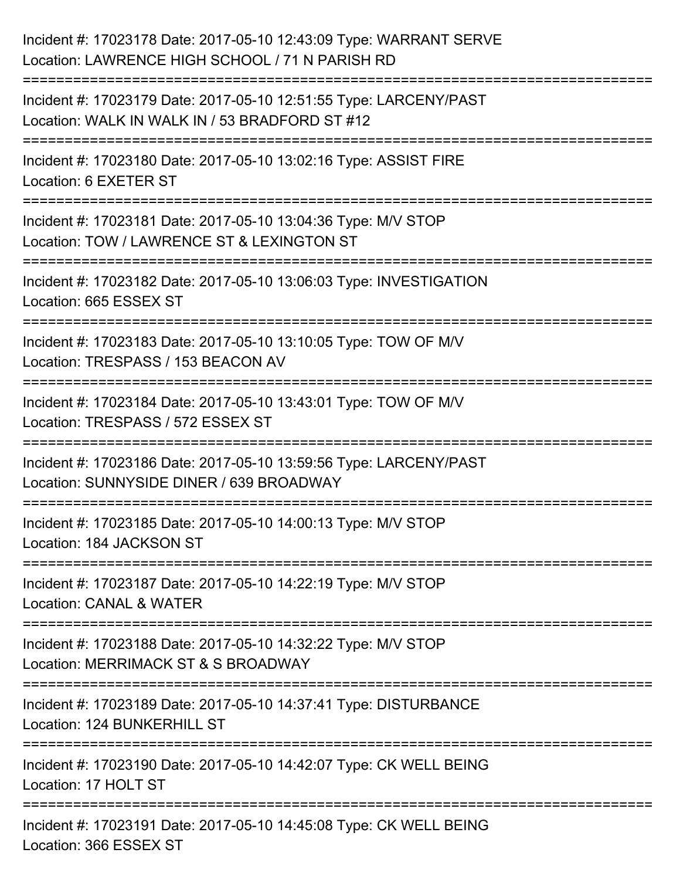Incident #: 17023178 Date: 2017-05-10 12:43:09 Type: WARRANT SERVE
Location: LAWRENCE HIGH SCHOOL / 71 N PARISH RD

===========================================================================

Incident #: 17023179 Date: 2017-05-10 12:51:55 Type: LARCENY/PAST
Location: WALK IN WALK IN / 53 BRADFORD ST #12

===========================================================================

Incident #: 17023180 Date: 2017-05-10 13:02:16 Type: ASSIST FIRE
Location: 6 EXETER ST

===========================================================================

Incident #: 17023181 Date: 2017-05-10 13:04:36 Type: M/V STOP
Location: TOW / LAWRENCE ST & LEXINGTON ST

===========================================================================

Incident #: 17023182 Date: 2017-05-10 13:06:03 Type: INVESTIGATION
Location: 665 ESSEX ST

===========================================================================

Incident #: 17023183 Date: 2017-05-10 13:10:05 Type: TOW OF M/V
Location: TRESPASS / 153 BEACON AV

===========================================================================

Incident #: 17023184 Date: 2017-05-10 13:43:01 Type: TOW OF M/V
Location: TRESPASS / 572 ESSEX ST

===========================================================================

Incident #: 17023186 Date: 2017-05-10 13:59:56 Type: LARCENY/PAST
Location: SUNNYSIDE DINER / 639 BROADWAY

===========================================================================

Incident #: 17023185 Date: 2017-05-10 14:00:13 Type: M/V STOP
Location: 184 JACKSON ST

===========================================================================

Incident #: 17023187 Date: 2017-05-10 14:22:19 Type: M/V STOP
Location: CANAL & WATER

===========================================================================

Incident #: 17023188 Date: 2017-05-10 14:32:22 Type: M/V STOP
Location: MERRIMACK ST & S BROADWAY

===========================================================================

Incident #: 17023189 Date: 2017-05-10 14:37:41 Type: DISTURBANCE
Location: 124 BUNKERHILL ST

===========================================================================

Incident #: 17023190 Date: 2017-05-10 14:42:07 Type: CK WELL BEING
Location: 17 HOLT ST

===========================================================================

Incident #: 17023191 Date: 2017-05-10 14:45:08 Type: CK WELL BEING
Location: 366 ESSEX ST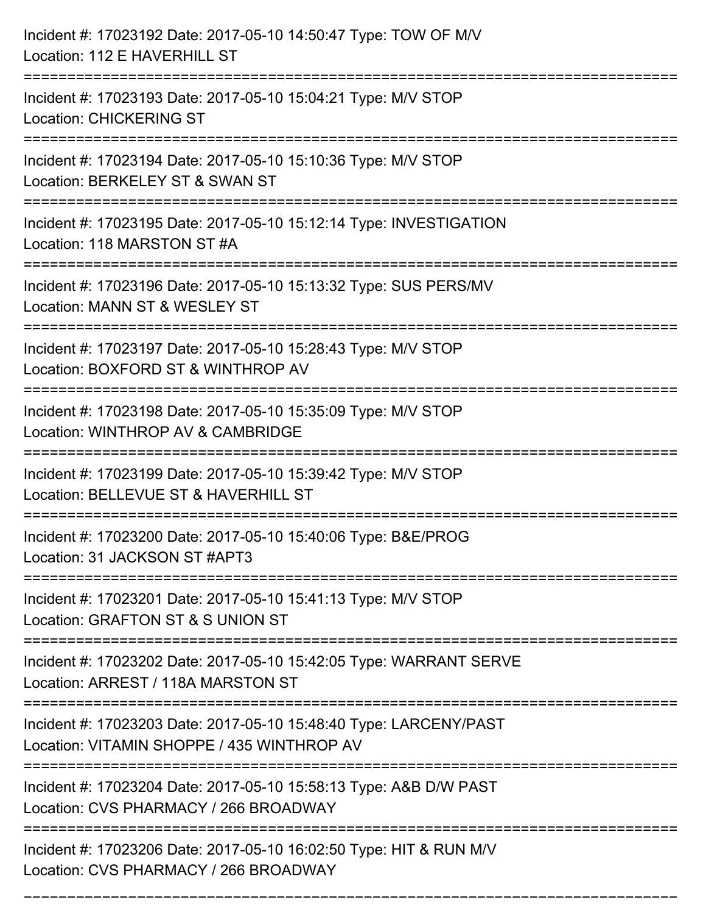Incident #: 17023192 Date: 2017-05-10 14:50:47 Type: TOW OF M/V
Location: 112 E HAVERHILL ST

===========================================================================

Incident #: 17023193 Date: 2017-05-10 15:04:21 Type: M/V STOP
Location: CHICKERING ST

===========================================================================

Incident #: 17023194 Date: 2017-05-10 15:10:36 Type: M/V STOP
Location: BERKELEY ST & SWAN ST

===========================================================================

Incident #: 17023195 Date: 2017-05-10 15:12:14 Type: INVESTIGATION
Location: 118 MARSTON ST #A

===========================================================================

Incident #: 17023196 Date: 2017-05-10 15:13:32 Type: SUS PERS/MV
Location: MANN ST & WESLEY ST

===========================================================================

Incident #: 17023197 Date: 2017-05-10 15:28:43 Type: M/V STOP
Location: BOXFORD ST & WINTHROP AV

===========================================================================

Incident #: 17023198 Date: 2017-05-10 15:35:09 Type: M/V STOP
Location: WINTHROP AV & CAMBRIDGE

===========================================================================

Incident #: 17023199 Date: 2017-05-10 15:39:42 Type: M/V STOP
Location: BELLEVUE ST & HAVERHILL ST

===========================================================================

Incident #: 17023200 Date: 2017-05-10 15:40:06 Type: B&E/PROG
Location: 31 JACKSON ST #APT3

===========================================================================

Incident #: 17023201 Date: 2017-05-10 15:41:13 Type: M/V STOP
Location: GRAFTON ST & S UNION ST

===========================================================================

Incident #: 17023202 Date: 2017-05-10 15:42:05 Type: WARRANT SERVE
Location: ARREST / 118A MARSTON ST

===========================================================================

Incident #: 17023203 Date: 2017-05-10 15:48:40 Type: LARCENY/PAST
Location: VITAMIN SHOPPE / 435 WINTHROP AV

===========================================================================

Incident #: 17023204 Date: 2017-05-10 15:58:13 Type: A&B D/W PAST
Location: CVS PHARMACY / 266 BROADWAY

===========================================================================

Incident #: 17023206 Date: 2017-05-10 16:02:50 Type: HIT & RUN M/V
Location: CVS PHARMACY / 266 BROADWAY

===========================================================================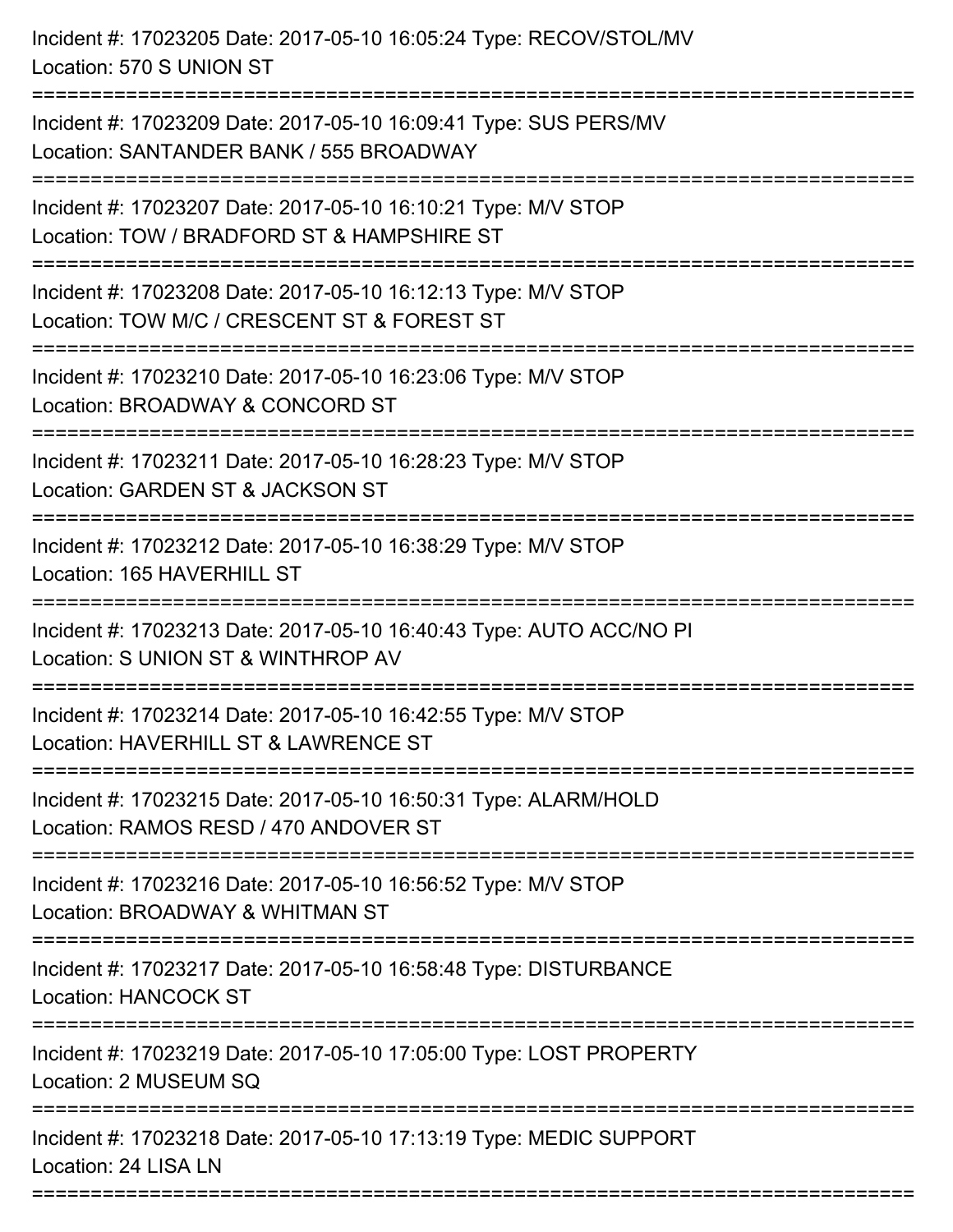Incident #: 17023205 Date: 2017-05-10 16:05:24 Type: RECOV/STOL/MV
Location: 570 S UNION ST

===========================================================================

Incident #: 17023209 Date: 2017-05-10 16:09:41 Type: SUS PERS/MV
Location: SANTANDER BANK / 555 BROADWAY

===========================================================================

Incident #: 17023207 Date: 2017-05-10 16:10:21 Type: M/V STOP
Location: TOW / BRADFORD ST & HAMPSHIRE ST

===========================================================================

Incident #: 17023208 Date: 2017-05-10 16:12:13 Type: M/V STOP
Location: TOW M/C / CRESCENT ST & FOREST ST

===========================================================================

Incident #: 17023210 Date: 2017-05-10 16:23:06 Type: M/V STOP
Location: BROADWAY & CONCORD ST

===========================================================================

Incident #: 17023211 Date: 2017-05-10 16:28:23 Type: M/V STOP
Location: GARDEN ST & JACKSON ST

===========================================================================

Incident #: 17023212 Date: 2017-05-10 16:38:29 Type: M/V STOP
Location: 165 HAVERHILL ST

===========================================================================

Incident #: 17023213 Date: 2017-05-10 16:40:43 Type: AUTO ACC/NO PI
Location: S UNION ST & WINTHROP AV

===========================================================================

Incident #: 17023214 Date: 2017-05-10 16:42:55 Type: M/V STOP
Location: HAVERHILL ST & LAWRENCE ST

===========================================================================

Incident #: 17023215 Date: 2017-05-10 16:50:31 Type: ALARM/HOLD
Location: RAMOS RESD / 470 ANDOVER ST

===========================================================================

Incident #: 17023216 Date: 2017-05-10 16:56:52 Type: M/V STOP
Location: BROADWAY & WHITMAN ST

===========================================================================

Incident #: 17023217 Date: 2017-05-10 16:58:48 Type: DISTURBANCE
Location: HANCOCK ST

===========================================================================

Incident #: 17023219 Date: 2017-05-10 17:05:00 Type: LOST PROPERTY
Location: 2 MUSEUM SQ

===========================================================================

Incident #: 17023218 Date: 2017-05-10 17:13:19 Type: MEDIC SUPPORT
Location: 24 LISA LN

===========================================================================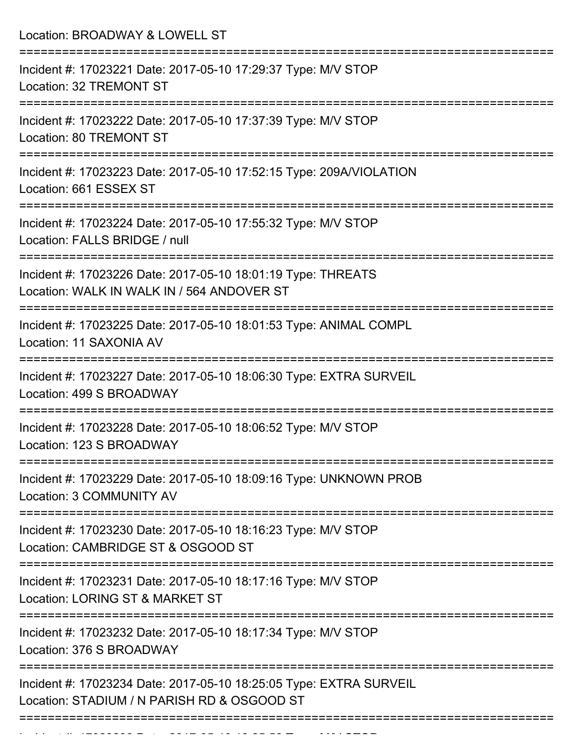Location: BROADWAY & LOWELL ST

===========================================================================

Incident #: 17023221 Date: 2017-05-10 17:29:37 Type: M/V STOP
Location: 32 TREMONT ST

===========================================================================

Incident #: 17023222 Date: 2017-05-10 17:37:39 Type: M/V STOP
Location: 80 TREMONT ST

===========================================================================

Incident #: 17023223 Date: 2017-05-10 17:52:15 Type: 209A/VIOLATION
Location: 661 ESSEX ST

===========================================================================

Incident #: 17023224 Date: 2017-05-10 17:55:32 Type: M/V STOP
Location: FALLS BRIDGE / null

===========================================================================

Incident #: 17023226 Date: 2017-05-10 18:01:19 Type: THREATS
Location: WALK IN WALK IN / 564 ANDOVER ST

===========================================================================

Incident #: 17023225 Date: 2017-05-10 18:01:53 Type: ANIMAL COMPL
Location: 11 SAXONIA AV

===========================================================================

Incident #: 17023227 Date: 2017-05-10 18:06:30 Type: EXTRA SURVEIL
Location: 499 S BROADWAY

===========================================================================

Incident #: 17023228 Date: 2017-05-10 18:06:52 Type: M/V STOP
Location: 123 S BROADWAY

===========================================================================

Incident #: 17023229 Date: 2017-05-10 18:09:16 Type: UNKNOWN PROB
Location: 3 COMMUNITY AV

===========================================================================

Incident #: 17023230 Date: 2017-05-10 18:16:23 Type: M/V STOP
Location: CAMBRIDGE ST & OSGOOD ST

===========================================================================

Incident #: 17023231 Date: 2017-05-10 18:17:16 Type: M/V STOP
Location: LORING ST & MARKET ST

===========================================================================

Incident #: 17023232 Date: 2017-05-10 18:17:34 Type: M/V STOP
Location: 376 S BROADWAY

===========================================================================

Incident #: 17023234 Date: 2017-05-10 18:25:05 Type: EXTRA SURVEIL
Location: STADIUM / N PARISH RD & OSGOOD ST

===========================================================================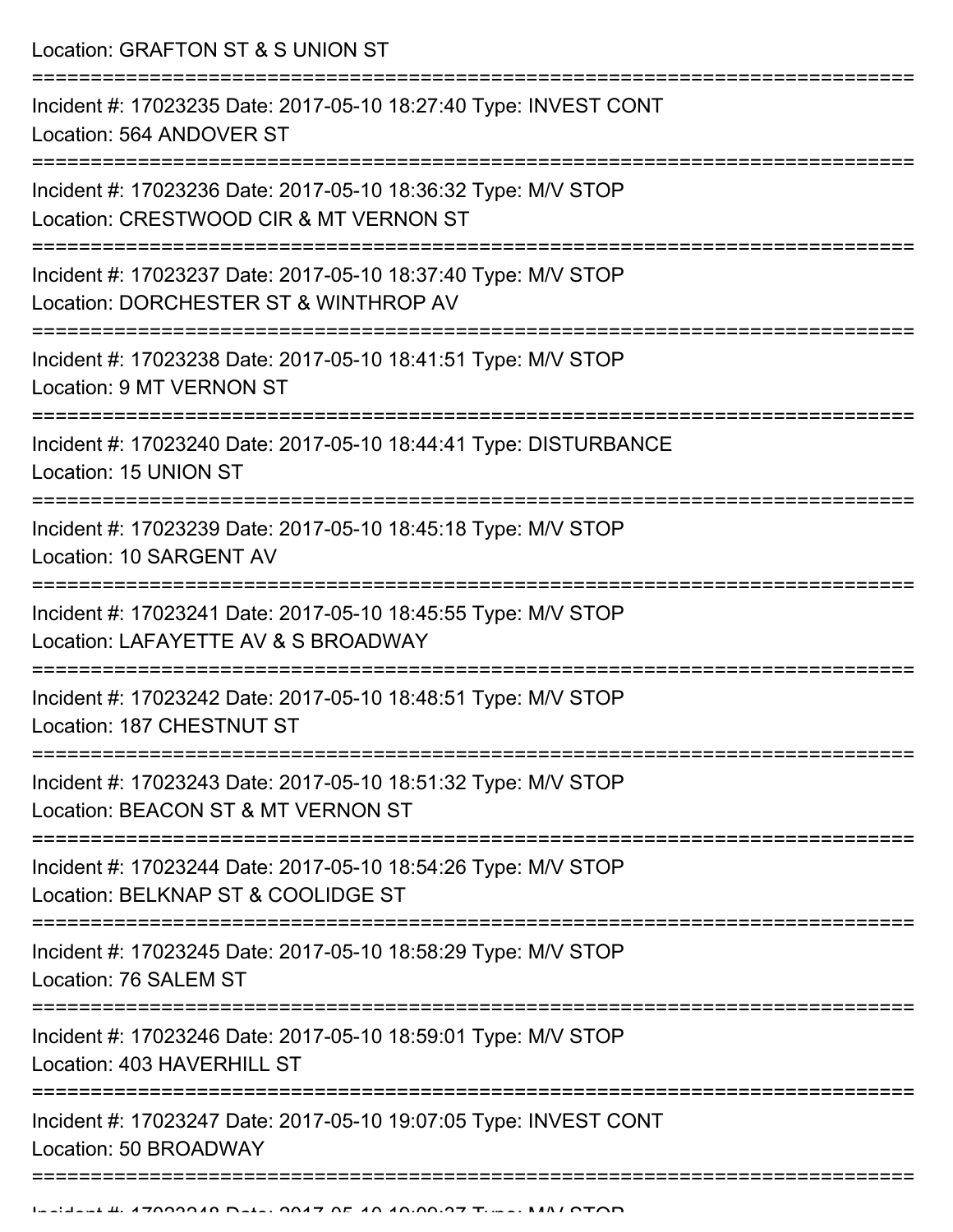Location: GRAFTON ST & S UNION ST

===========================================================================

Incident #: 17023235 Date: 2017-05-10 18:27:40 Type: INVEST CONT

Location: 564 ANDOVER ST

===========================================================================

Incident #: 17023236 Date: 2017-05-10 18:36:32 Type: M/V STOP

Location: CRESTWOOD CIR & MT VERNON ST

===========================================================================

Incident #: 17023237 Date: 2017-05-10 18:37:40 Type: M/V STOP

Location: DORCHESTER ST & WINTHROP AV

===========================================================================

Incident #: 17023238 Date: 2017-05-10 18:41:51 Type: M/V STOP

Location: 9 MT VERNON ST

===========================================================================

Incident #: 17023240 Date: 2017-05-10 18:44:41 Type: DISTURBANCE

Location: 15 UNION ST

===========================================================================

Incident #: 17023239 Date: 2017-05-10 18:45:18 Type: M/V STOP

Location: 10 SARGENT AV

===========================================================================

Incident #: 17023241 Date: 2017-05-10 18:45:55 Type: M/V STOP

Location: LAFAYETTE AV & S BROADWAY

===========================================================================

Incident #: 17023242 Date: 2017-05-10 18:48:51 Type: M/V STOP

Location: 187 CHESTNUT ST

===========================================================================

Incident #: 17023243 Date: 2017-05-10 18:51:32 Type: M/V STOP

Location: BEACON ST & MT VERNON ST

===========================================================================

Incident #: 17023244 Date: 2017-05-10 18:54:26 Type: M/V STOP

Location: BELKNAP ST & COOLIDGE ST

===========================================================================

Incident #: 17023245 Date: 2017-05-10 18:58:29 Type: M/V STOP

Location: 76 SALEM ST

===========================================================================

Incident #: 17023246 Date: 2017-05-10 18:59:01 Type: M/V STOP

Location: 403 HAVERHILL ST

===========================================================================

Incident #: 17023247 Date: 2017-05-10 19:07:05 Type: INVEST CONT

Location: 50 BROADWAY

===========================================================================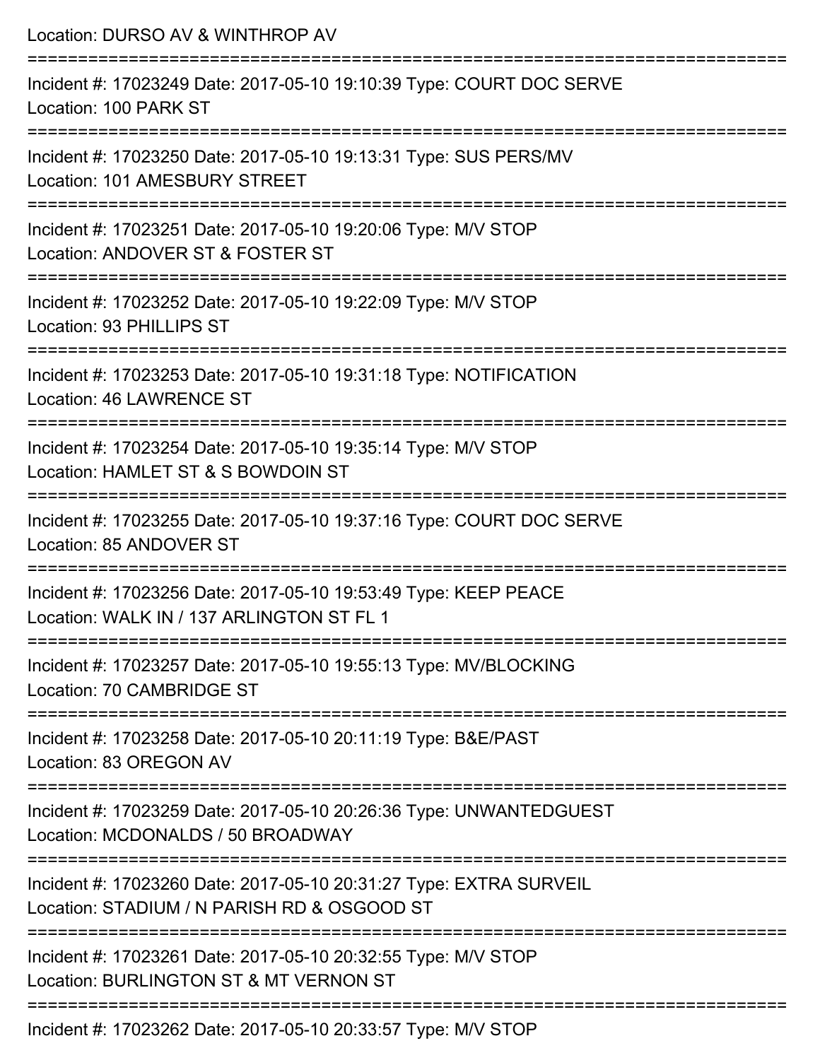Location: DURSO AV & WINTHROP AV

===========================================================================

Incident #: 17023249 Date: 2017-05-10 19:10:39 Type: COURT DOC SERVE
Location: 100 PARK ST

===========================================================================

Incident #: 17023250 Date: 2017-05-10 19:13:31 Type: SUS PERS/MV
Location: 101 AMESBURY STREET

===========================================================================

Incident #: 17023251 Date: 2017-05-10 19:20:06 Type: M/V STOP
Location: ANDOVER ST & FOSTER ST

===========================================================================

Incident #: 17023252 Date: 2017-05-10 19:22:09 Type: M/V STOP
Location: 93 PHILLIPS ST

===========================================================================

Incident #: 17023253 Date: 2017-05-10 19:31:18 Type: NOTIFICATION
Location: 46 LAWRENCE ST

===========================================================================

Incident #: 17023254 Date: 2017-05-10 19:35:14 Type: M/V STOP
Location: HAMLET ST & S BOWDOIN ST

===========================================================================

Incident #: 17023255 Date: 2017-05-10 19:37:16 Type: COURT DOC SERVE
Location: 85 ANDOVER ST

===========================================================================

Incident #: 17023256 Date: 2017-05-10 19:53:49 Type: KEEP PEACE
Location: WALK IN / 137 ARLINGTON ST FL 1

===========================================================================

Incident #: 17023257 Date: 2017-05-10 19:55:13 Type: MV/BLOCKING
Location: 70 CAMBRIDGE ST

===========================================================================

Incident #: 17023258 Date: 2017-05-10 20:11:19 Type: B&E/PAST
Location: 83 OREGON AV

===========================================================================

Incident #: 17023259 Date: 2017-05-10 20:26:36 Type: UNWANTEDGUEST
Location: MCDONALDS / 50 BROADWAY

===========================================================================

Incident #: 17023260 Date: 2017-05-10 20:31:27 Type: EXTRA SURVEIL
Location: STADIUM / N PARISH RD & OSGOOD ST

===========================================================================

Incident #: 17023261 Date: 2017-05-10 20:32:55 Type: M/V STOP
Location: BURLINGTON ST & MT VERNON ST

===========================================================================

Incident #: 17023262 Date: 2017-05-10 20:33:57 Type: M/V STOP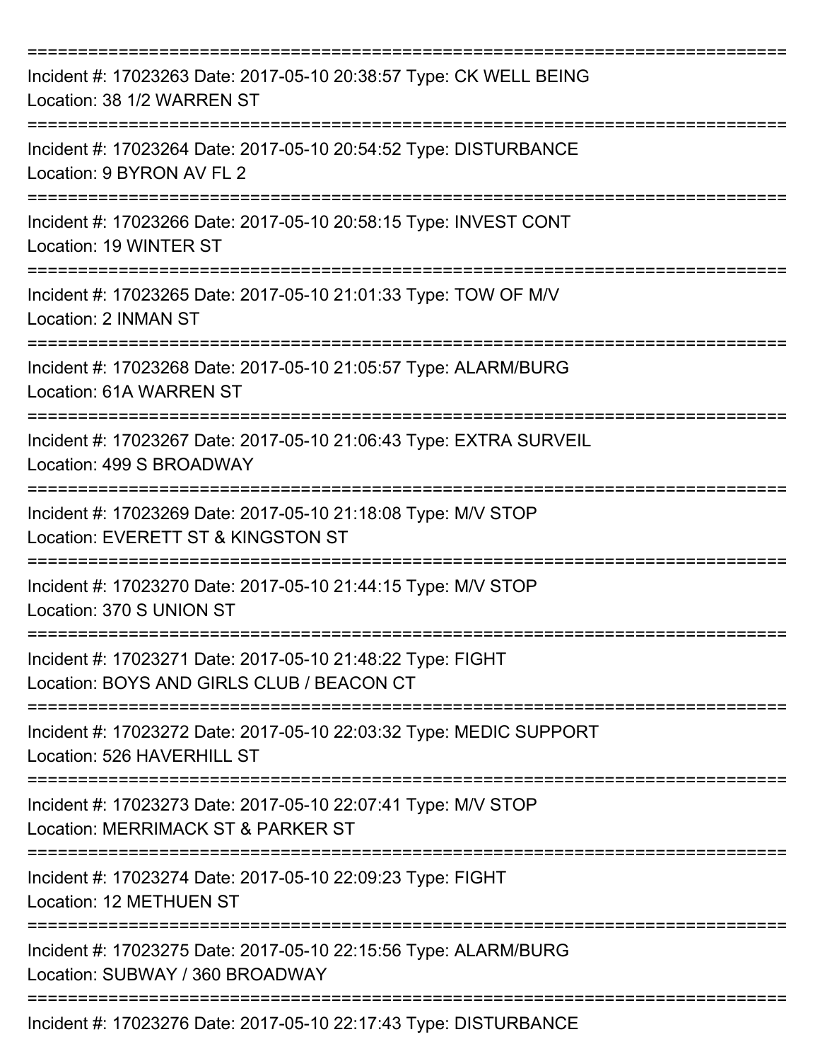===========================================================================

Incident #: 17023263 Date: 2017-05-10 20:38:57 Type: CK WELL BEING
Location: 38 1/2 WARREN ST

===========================================================================

Incident #: 17023264 Date: 2017-05-10 20:54:52 Type: DISTURBANCE
Location: 9 BYRON AV FL 2

===========================================================================

Incident #: 17023266 Date: 2017-05-10 20:58:15 Type: INVEST CONT
Location: 19 WINTER ST

===========================================================================

Incident #: 17023265 Date: 2017-05-10 21:01:33 Type: TOW OF M/V
Location: 2 INMAN ST

===========================================================================

Incident #: 17023268 Date: 2017-05-10 21:05:57 Type: ALARM/BURG
Location: 61A WARREN ST

===========================================================================

Incident #: 17023267 Date: 2017-05-10 21:06:43 Type: EXTRA SURVEIL
Location: 499 S BROADWAY

===========================================================================

Incident #: 17023269 Date: 2017-05-10 21:18:08 Type: M/V STOP
Location: EVERETT ST & KINGSTON ST

===========================================================================

Incident #: 17023270 Date: 2017-05-10 21:44:15 Type: M/V STOP
Location: 370 S UNION ST

===========================================================================

Incident #: 17023271 Date: 2017-05-10 21:48:22 Type: FIGHT
Location: BOYS AND GIRLS CLUB / BEACON CT

===========================================================================

Incident #: 17023272 Date: 2017-05-10 22:03:32 Type: MEDIC SUPPORT
Location: 526 HAVERHILL ST

===========================================================================

Incident #: 17023273 Date: 2017-05-10 22:07:41 Type: M/V STOP
Location: MERRIMACK ST & PARKER ST

===========================================================================

Incident #: 17023274 Date: 2017-05-10 22:09:23 Type: FIGHT
Location: 12 METHUEN ST

===========================================================================

Incident #: 17023275 Date: 2017-05-10 22:15:56 Type: ALARM/BURG
Location: SUBWAY / 360 BROADWAY

===========================================================================

Incident #: 17023276 Date: 2017-05-10 22:17:43 Type: DISTURBANCE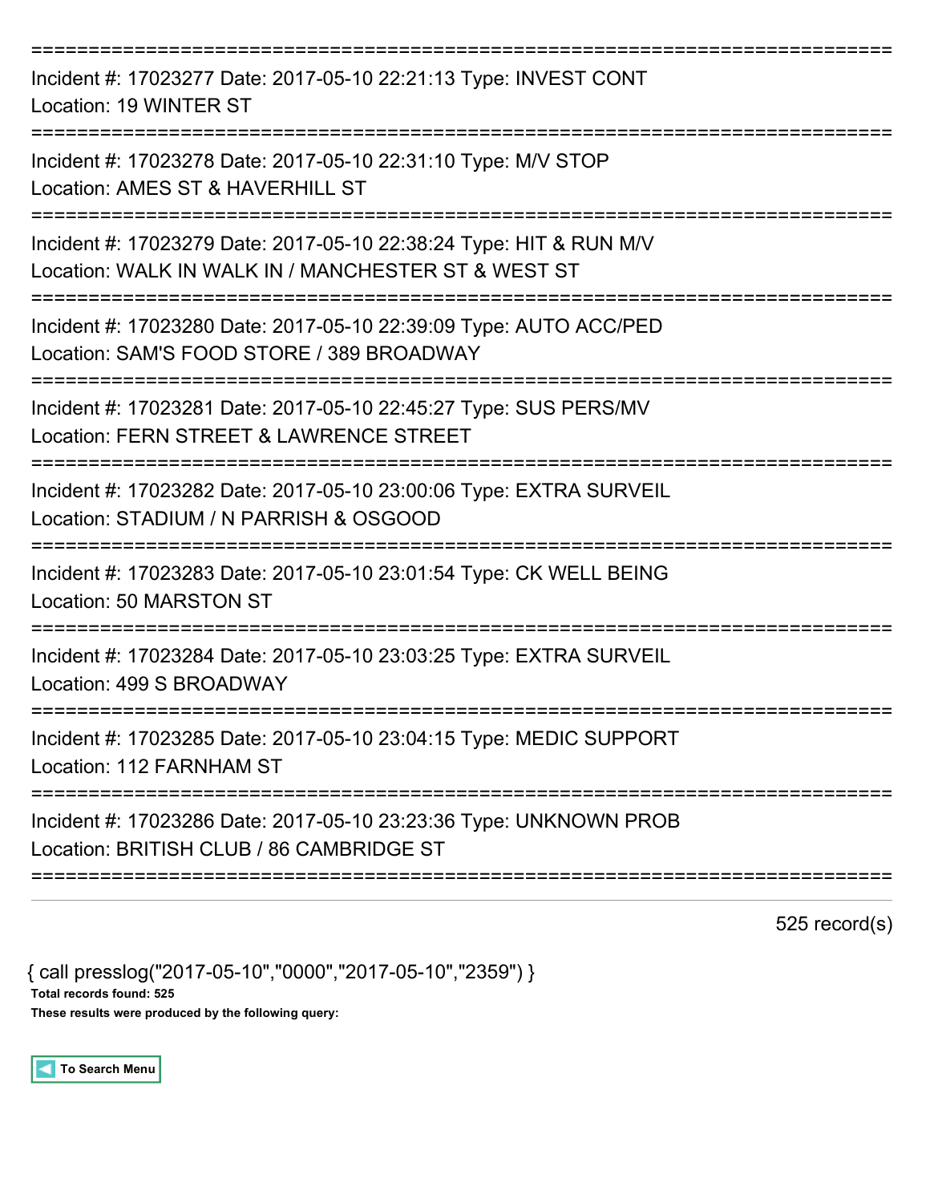===========================================================================

Incident #: 17023277 Date: 2017-05-10 22:21:13 Type: INVEST CONT
Location: 19 WINTER ST

===========================================================================

Incident #: 17023278 Date: 2017-05-10 22:31:10 Type: M/V STOP
Location: AMES ST & HAVERHILL ST

===========================================================================

Incident #: 17023279 Date: 2017-05-10 22:38:24 Type: HIT & RUN M/V
Location: WALK IN WALK IN / MANCHESTER ST & WEST ST

===========================================================================

Incident #: 17023280 Date: 2017-05-10 22:39:09 Type: AUTO ACC/PED
Location: SAM'S FOOD STORE / 389 BROADWAY

===========================================================================

Incident #: 17023281 Date: 2017-05-10 22:45:27 Type: SUS PERS/MV
Location: FERN STREET & LAWRENCE STREET

===========================================================================

Incident #: 17023282 Date: 2017-05-10 23:00:06 Type: EXTRA SURVEIL
Location: STADIUM / N PARRISH & OSGOOD

===========================================================================

Incident #: 17023283 Date: 2017-05-10 23:01:54 Type: CK WELL BEING
Location: 50 MARSTON ST

===========================================================================

Incident #: 17023284 Date: 2017-05-10 23:03:25 Type: EXTRA SURVEIL
Location: 499 S BROADWAY

===========================================================================

Incident #: 17023285 Date: 2017-05-10 23:04:15 Type: MEDIC SUPPORT
Location: 112 FARNHAM ST

===========================================================================

Incident #: 17023286 Date: 2017-05-10 23:23:36 Type: UNKNOWN PROB
Location: BRITISH CLUB / 86 CAMBRIDGE ST

===========================================================================

525 record(s)

{ call presslog("2017-05-10","0000","2017-05-10","2359") }

**Total records found: 525**

**These results were produced by the following query:**

To Search Menu